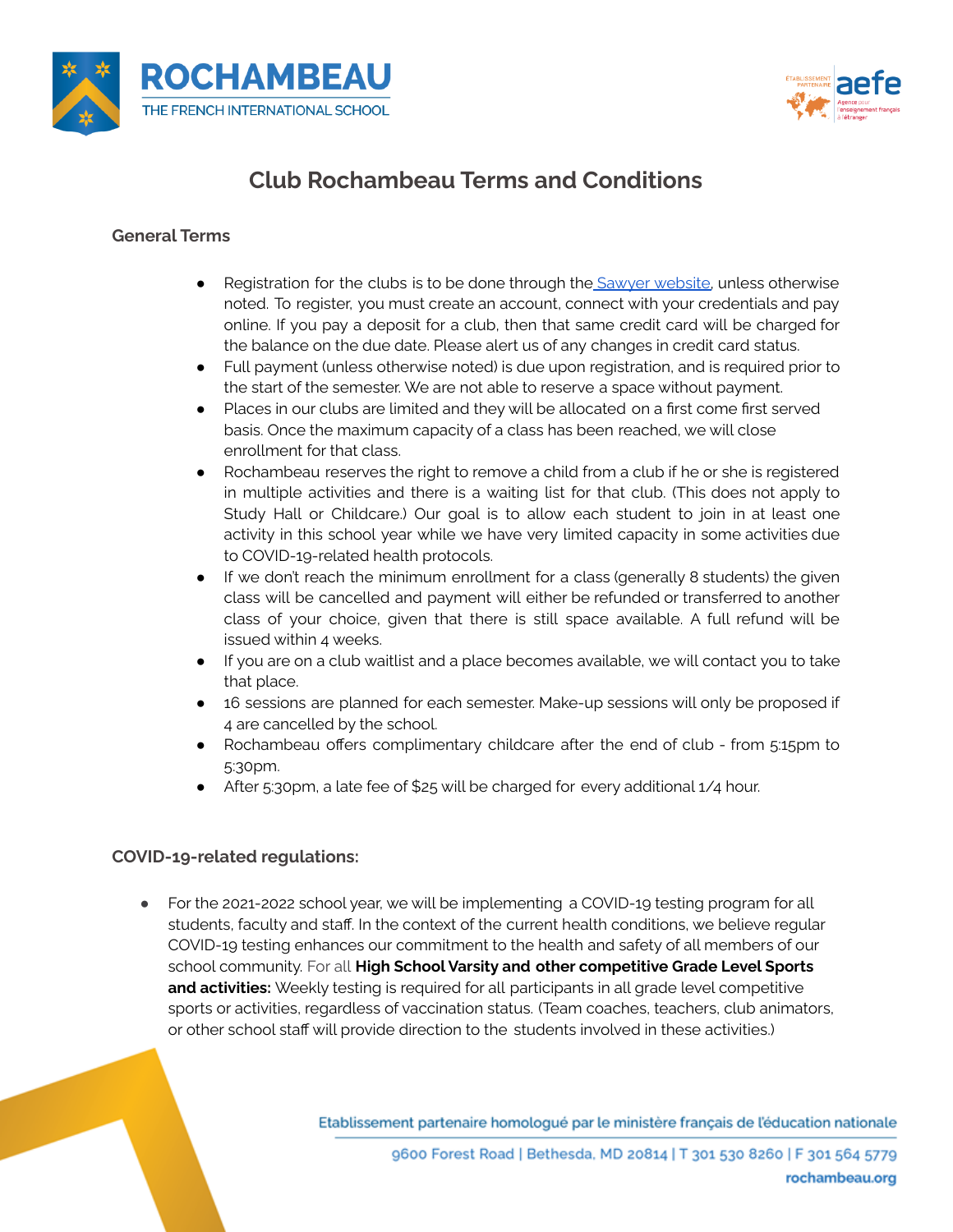# Club Rochambeau Terms and Conditions

## General Terms

- Registration for the clubs is to be done through the [Sawyer website](), unless otherwise noted. To register, you must create an account, connect with your credentials and pay online. If you pay a deposit for a club, then that same credit card will be charged for the balance on the due date. Please alert us of any changes in credit card status.
- Full payment (unless otherwise noted) is due upon registration, and is required prior to the start of the semester. We are not able to reserve a space without payment.
- Places in our clubs are limited and they will be allocated on a first come first served basis. Once the maximum capacity of a class has been reached, we will close enrollment for that class.
- Rochambeau reserves the right to remove a child from a club if he or she is registered in multiple activities and there is a waiting list for that club. (This does not apply to Study Hall or Childcare.) Our goal is to allow each student to join in at least one activity in this school year while we have very limited capacity in some activities due to COVID-19-related health protocols.
- If we don't reach the minimum enrollment for a class (generally 8 students) the given class will be cancelled and payment will either be refunded or transferred to another class of your choice, given that there is still space available. A full refund will be issued within 4 weeks.
- If you are on a club waitlist and a place becomes available, we will contact you to take that place.
- 16 sessions are planned for each semester. Make-up sessions will only be proposed if 4 are cancelled by the school.
- Rochambeau offers complimentary childcare after the end of club - from 5:15pm to 5:30pm.
- After 5:30pm, a late fee of $25 will be charged for every additional 1/4 hour.

## COVID-19-related regulations:

- For the 2021-2022 school year, we will be implementing a COVID-19 testing program for all students, faculty and staff. In the context of the current health conditions, we believe regular COVID-19 testing enhances our commitment to the health and safety of all members of our school community. For all **High School Varsity and other competitive Grade Level Sports and activities:** Weekly testing is required for all participants in all grade level competitive sports or activities, regardless of vaccination status. (Team coaches, teachers, club animators, or other school staff will provide direction to the students involved in these activities.)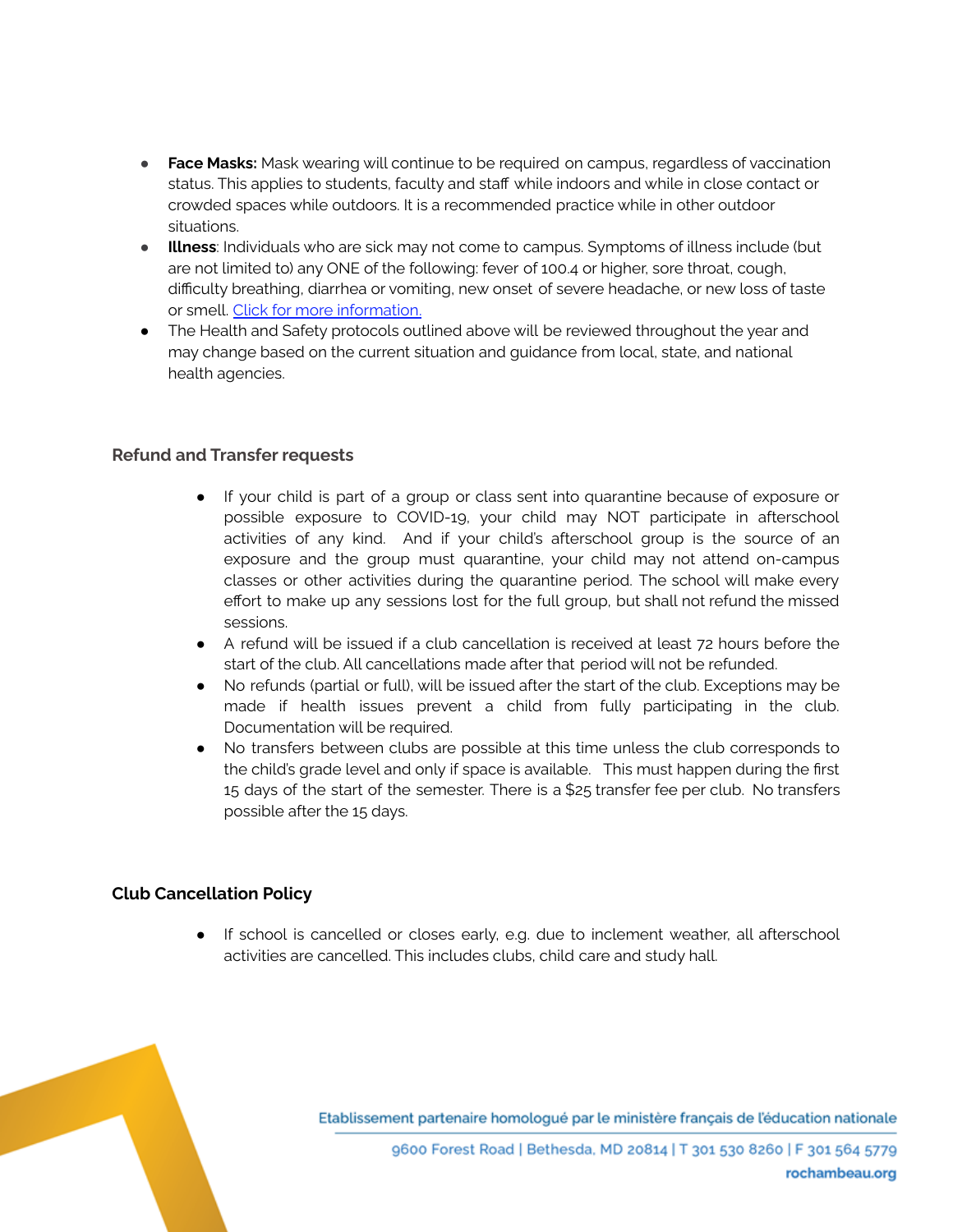- **Face Masks:** Mask wearing will continue to be required on campus, regardless of vaccination status. This applies to students, faculty and staff while indoors and while in close contact or crowded spaces while outdoors. It is a recommended practice while in other outdoor situations.
- **Illness**: Individuals who are sick may not come to campus. Symptoms of illness include (but are not limited to) any ONE of the following: fever of 100.4 or higher, sore throat, cough, difficulty breathing, diarrhea or vomiting, new onset of severe headache, or new loss of taste or smell. Click for more information.
- The Health and Safety protocols outlined above will be reviewed throughout the year and may change based on the current situation and guidance from local, state, and national health agencies.

### Refund and Transfer requests

- If your child is part of a group or class sent into quarantine because of exposure or possible exposure to COVID-19, your child may NOT participate in afterschool activities of any kind. And if your child's afterschool group is the source of an exposure and the group must quarantine, your child may not attend on-campus classes or other activities during the quarantine period. The school will make every effort to make up any sessions lost for the full group, but shall not refund the missed sessions.
- A refund will be issued if a club cancellation is received at least 72 hours before the start of the club. All cancellations made after that period will not be refunded.
- No refunds (partial or full), will be issued after the start of the club. Exceptions may be made if health issues prevent a child from fully participating in the club. Documentation will be required.
- No transfers between clubs are possible at this time unless the club corresponds to the child's grade level and only if space is available. This must happen during the first 15 days of the start of the semester. There is a $25 transfer fee per club. No transfers possible after the 15 days.

### Club Cancellation Policy

- If school is cancelled or closes early, e.g. due to inclement weather, all afterschool activities are cancelled. This includes clubs, child care and study hall.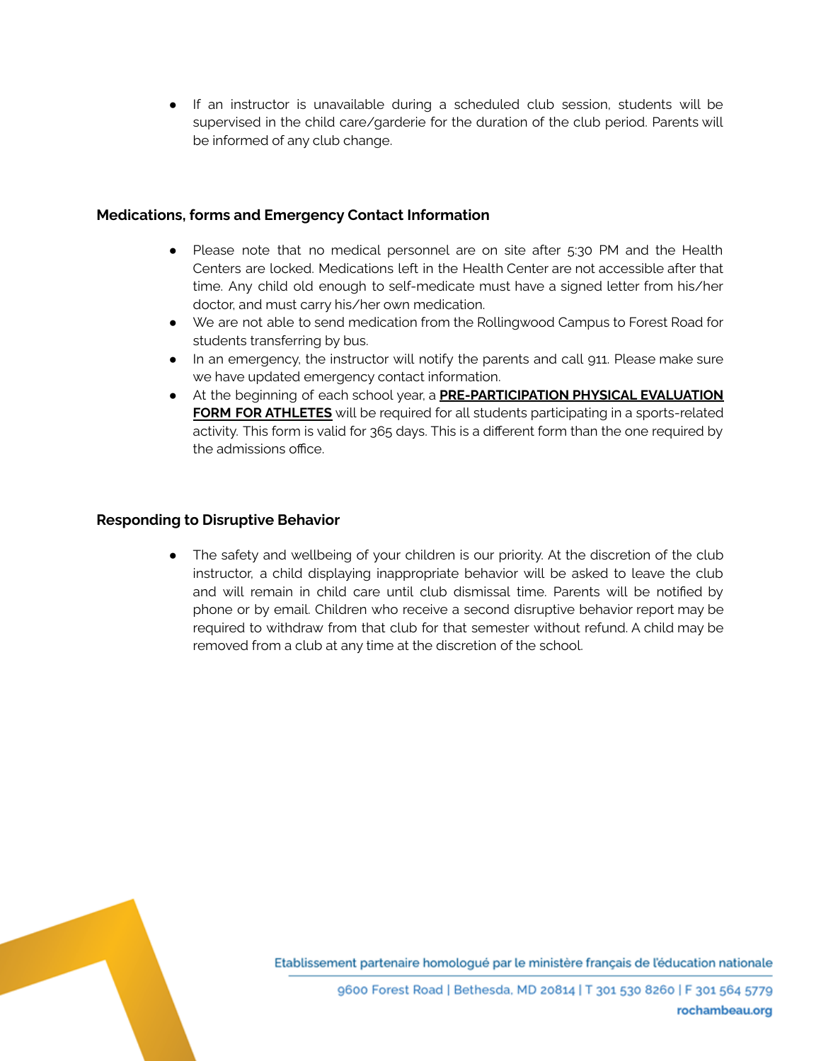- If an instructor is unavailable during a scheduled club session, students will be supervised in the child care/garderie for the duration of the club period. Parents will be informed of any club change.

**Medications, forms and Emergency Contact Information**

- Please note that no medical personnel are on site after 5:30 PM and the Health Centers are locked. Medications left in the Health Center are not accessible after that time. Any child old enough to self-medicate must have a signed letter from his/her doctor, and must carry his/her own medication.
- We are not able to send medication from the Rollingwood Campus to Forest Road for students transferring by bus.
- In an emergency, the instructor will notify the parents and call 911. Please make sure we have updated emergency contact information.
- At the beginning of each school year, a **PRE-PARTICIPATION PHYSICAL EVALUATION FORM FOR ATHLETES** will be required for all students participating in a sports-related activity. This form is valid for 365 days. This is a different form than the one required by the admissions office.

**Responding to Disruptive Behavior**

- The safety and wellbeing of your children is our priority. At the discretion of the club instructor, a child displaying inappropriate behavior will be asked to leave the club and will remain in child care until club dismissal time. Parents will be notified by phone or by email. Children who receive a second disruptive behavior report may be required to withdraw from that club for that semester without refund. A child may be removed from a club at any time at the discretion of the school.